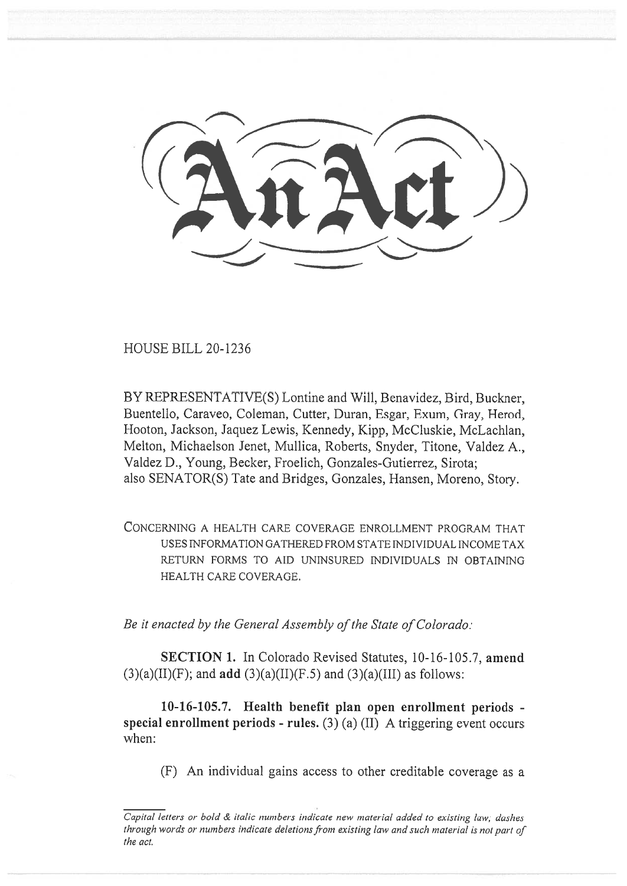# An Act

HOUSE BILL 20-1236

BY REPRESENTATIVE(S) Lontine and Will, Benavidez, Bird, Buckner, Buentello, Caraveo, Coleman, Cutter, Duran, Esgar, Exum, Gray, Herod, Hooton, Jackson, Jaquez Lewis, Kennedy, Kipp, McCluskie, McLachlan, Melton, Michaelson Jenet, Mullica, Roberts, Snyder, Titone, Valdez A., Valdez D., Young, Becker, Froelich, Gonzales-Gutierrez, Sirota;
also SENATOR(S) Tate and Bridges, Gonzales, Hansen, Moreno, Story.

CONCERNING A HEALTH CARE COVERAGE ENROLLMENT PROGRAM THAT USES INFORMATION GATHERED FROM STATE INDIVIDUAL INCOME TAX RETURN FORMS TO AID UNINSURED INDIVIDUALS IN OBTAINING HEALTH CARE COVERAGE.

*Be it enacted by the General Assembly of the State of Colorado:*

**SECTION 1.** In Colorado Revised Statutes, 10-16-105.7, **amend** (3)(a)(II)(F); and **add** (3)(a)(II)(F.5) and (3)(a)(III) as follows:

**10-16-105.7. Health benefit plan open enrollment periods - special enrollment periods - rules.** (3) (a) (II) A triggering event occurs when:

(F) An individual gains access to other creditable coverage as a

*Capital letters or bold & italic numbers indicate new material added to existing law; dashes through words or numbers indicate deletions from existing law and such material is not part of the act.*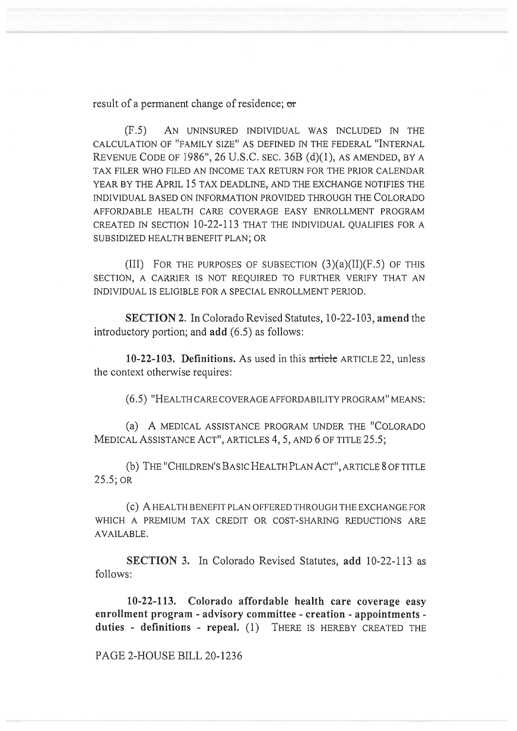result of a permanent change of residence; ~~or~~

(F.5) AN UNINSURED INDIVIDUAL WAS INCLUDED IN THE CALCULATION OF "FAMILY SIZE" AS DEFINED IN THE FEDERAL "INTERNAL REVENUE CODE OF 1986", 26 U.S.C. SEC. 36B (d)(1), AS AMENDED, BY A TAX FILER WHO FILED AN INCOME TAX RETURN FOR THE PRIOR CALENDAR YEAR BY THE APRIL 15 TAX DEADLINE, AND THE EXCHANGE NOTIFIES THE INDIVIDUAL BASED ON INFORMATION PROVIDED THROUGH THE COLORADO AFFORDABLE HEALTH CARE COVERAGE EASY ENROLLMENT PROGRAM CREATED IN SECTION 10-22-113 THAT THE INDIVIDUAL QUALIFIES FOR A SUBSIDIZED HEALTH BENEFIT PLAN; OR

(III) FOR THE PURPOSES OF SUBSECTION (3)(a)(II)(F.5) OF THIS SECTION, A CARRIER IS NOT REQUIRED TO FURTHER VERIFY THAT AN INDIVIDUAL IS ELIGIBLE FOR A SPECIAL ENROLLMENT PERIOD.

**SECTION 2.** In Colorado Revised Statutes, 10-22-103, **amend** the introductory portion; and **add** (6.5) as follows:

**10-22-103. Definitions.** As used in this ~~article~~ ARTICLE 22, unless the context otherwise requires:

(6.5) "HEALTH CARE COVERAGE AFFORDABILITY PROGRAM" MEANS:

(a) A MEDICAL ASSISTANCE PROGRAM UNDER THE "COLORADO MEDICAL ASSISTANCE ACT", ARTICLES 4, 5, AND 6 OF TITLE 25.5;

(b) THE "CHILDREN'S BASIC HEALTH PLAN ACT", ARTICLE 8 OF TITLE 25.5; OR

(c) A HEALTH BENEFIT PLAN OFFERED THROUGH THE EXCHANGE FOR WHICH A PREMIUM TAX CREDIT OR COST-SHARING REDUCTIONS ARE AVAILABLE.

**SECTION 3.** In Colorado Revised Statutes, **add** 10-22-113 as follows:

**10-22-113. Colorado affordable health care coverage easy enrollment program - advisory committee - creation - appointments - duties - definitions - repeal.** (1) THERE IS HEREBY CREATED THE

PAGE 2-HOUSE BILL 20-1236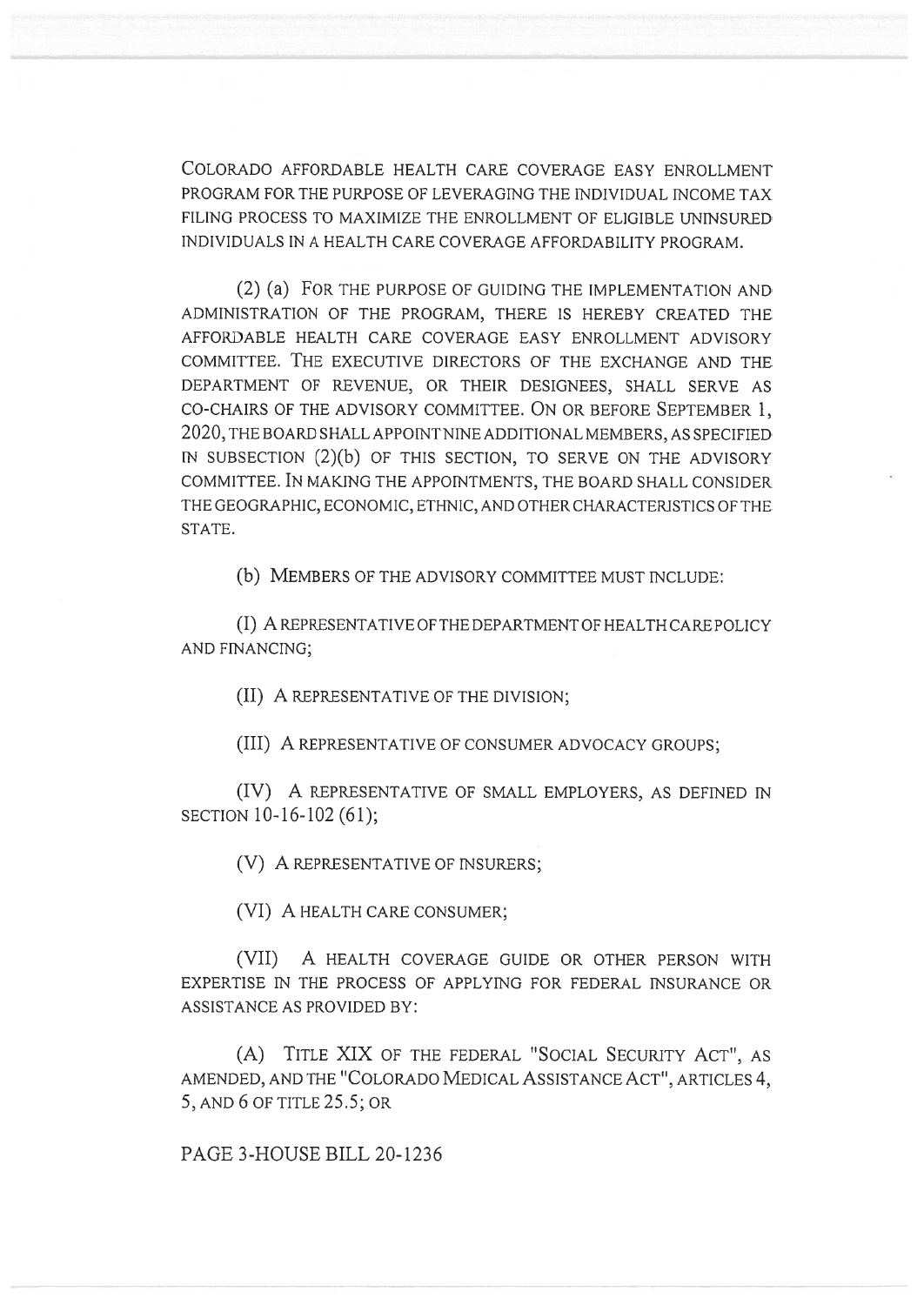COLORADO AFFORDABLE HEALTH CARE COVERAGE EASY ENROLLMENT PROGRAM FOR THE PURPOSE OF LEVERAGING THE INDIVIDUAL INCOME TAX FILING PROCESS TO MAXIMIZE THE ENROLLMENT OF ELIGIBLE UNINSURED INDIVIDUALS IN A HEALTH CARE COVERAGE AFFORDABILITY PROGRAM.

(2) (a) FOR THE PURPOSE OF GUIDING THE IMPLEMENTATION AND ADMINISTRATION OF THE PROGRAM, THERE IS HEREBY CREATED THE AFFORDABLE HEALTH CARE COVERAGE EASY ENROLLMENT ADVISORY COMMITTEE. THE EXECUTIVE DIRECTORS OF THE EXCHANGE AND THE DEPARTMENT OF REVENUE, OR THEIR DESIGNEES, SHALL SERVE AS CO-CHAIRS OF THE ADVISORY COMMITTEE. ON OR BEFORE SEPTEMBER 1, 2020, THE BOARD SHALL APPOINT NINE ADDITIONAL MEMBERS, AS SPECIFIED IN SUBSECTION (2)(b) OF THIS SECTION, TO SERVE ON THE ADVISORY COMMITTEE. IN MAKING THE APPOINTMENTS, THE BOARD SHALL CONSIDER THE GEOGRAPHIC, ECONOMIC, ETHNIC, AND OTHER CHARACTERISTICS OF THE STATE.

(b) MEMBERS OF THE ADVISORY COMMITTEE MUST INCLUDE:

(I) A REPRESENTATIVE OF THE DEPARTMENT OF HEALTH CARE POLICY AND FINANCING;

(II) A REPRESENTATIVE OF THE DIVISION;

(III) A REPRESENTATIVE OF CONSUMER ADVOCACY GROUPS;

(IV) A REPRESENTATIVE OF SMALL EMPLOYERS, AS DEFINED IN SECTION 10-16-102 (61);

(V) A REPRESENTATIVE OF INSURERS;

(VI) A HEALTH CARE CONSUMER;

(VII) A HEALTH COVERAGE GUIDE OR OTHER PERSON WITH EXPERTISE IN THE PROCESS OF APPLYING FOR FEDERAL INSURANCE OR ASSISTANCE AS PROVIDED BY:

(A) TITLE XIX OF THE FEDERAL "SOCIAL SECURITY ACT", AS AMENDED, AND THE "COLORADO MEDICAL ASSISTANCE ACT", ARTICLES 4, 5, AND 6 OF TITLE 25.5; OR

PAGE 3-HOUSE BILL 20-1236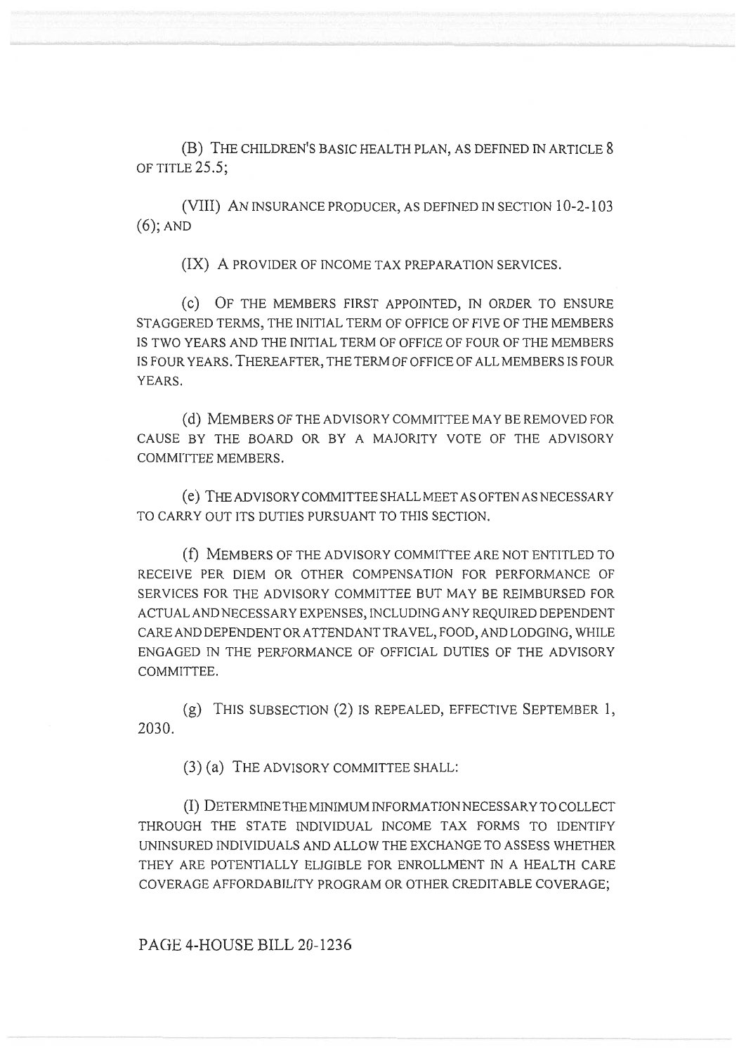(B) THE CHILDREN'S BASIC HEALTH PLAN, AS DEFINED IN ARTICLE 8 OF TITLE 25.5;

(VIII) AN INSURANCE PRODUCER, AS DEFINED IN SECTION 10-2-103 (6); AND

(IX) A PROVIDER OF INCOME TAX PREPARATION SERVICES.

(c) OF THE MEMBERS FIRST APPOINTED, IN ORDER TO ENSURE STAGGERED TERMS, THE INITIAL TERM OF OFFICE OF FIVE OF THE MEMBERS IS TWO YEARS AND THE INITIAL TERM OF OFFICE OF FOUR OF THE MEMBERS IS FOUR YEARS. THEREAFTER, THE TERM OF OFFICE OF ALL MEMBERS IS FOUR YEARS.

(d) MEMBERS OF THE ADVISORY COMMITTEE MAY BE REMOVED FOR CAUSE BY THE BOARD OR BY A MAJORITY VOTE OF THE ADVISORY COMMITTEE MEMBERS.

(e) THE ADVISORY COMMITTEE SHALL MEET AS OFTEN AS NECESSARY TO CARRY OUT ITS DUTIES PURSUANT TO THIS SECTION.

(f) MEMBERS OF THE ADVISORY COMMITTEE ARE NOT ENTITLED TO RECEIVE PER DIEM OR OTHER COMPENSATION FOR PERFORMANCE OF SERVICES FOR THE ADVISORY COMMITTEE BUT MAY BE REIMBURSED FOR ACTUAL AND NECESSARY EXPENSES, INCLUDING ANY REQUIRED DEPENDENT CARE AND DEPENDENT OR ATTENDANT TRAVEL, FOOD, AND LODGING, WHILE ENGAGED IN THE PERFORMANCE OF OFFICIAL DUTIES OF THE ADVISORY COMMITTEE.

(g) THIS SUBSECTION (2) IS REPEALED, EFFECTIVE SEPTEMBER 1, 2030.

(3) (a) THE ADVISORY COMMITTEE SHALL:

(I) DETERMINE THE MINIMUM INFORMATION NECESSARY TO COLLECT THROUGH THE STATE INDIVIDUAL INCOME TAX FORMS TO IDENTIFY UNINSURED INDIVIDUALS AND ALLOW THE EXCHANGE TO ASSESS WHETHER THEY ARE POTENTIALLY ELIGIBLE FOR ENROLLMENT IN A HEALTH CARE COVERAGE AFFORDABILITY PROGRAM OR OTHER CREDITABLE COVERAGE;

PAGE 4-HOUSE BILL 20-1236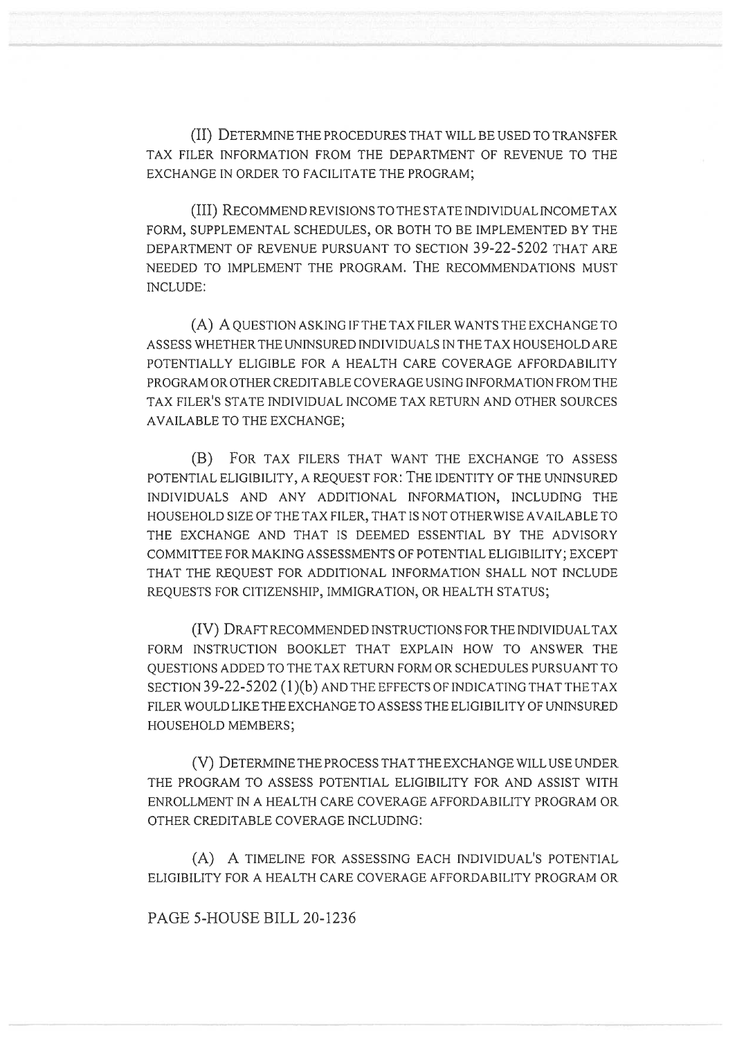(II) DETERMINE THE PROCEDURES THAT WILL BE USED TO TRANSFER TAX FILER INFORMATION FROM THE DEPARTMENT OF REVENUE TO THE EXCHANGE IN ORDER TO FACILITATE THE PROGRAM;

(III) RECOMMEND REVISIONS TO THE STATE INDIVIDUAL INCOME TAX FORM, SUPPLEMENTAL SCHEDULES, OR BOTH TO BE IMPLEMENTED BY THE DEPARTMENT OF REVENUE PURSUANT TO SECTION 39-22-5202 THAT ARE NEEDED TO IMPLEMENT THE PROGRAM. THE RECOMMENDATIONS MUST INCLUDE:

(A) A QUESTION ASKING IF THE TAX FILER WANTS THE EXCHANGE TO ASSESS WHETHER THE UNINSURED INDIVIDUALS IN THE TAX HOUSEHOLD ARE POTENTIALLY ELIGIBLE FOR A HEALTH CARE COVERAGE AFFORDABILITY PROGRAM OR OTHER CREDITABLE COVERAGE USING INFORMATION FROM THE TAX FILER'S STATE INDIVIDUAL INCOME TAX RETURN AND OTHER SOURCES AVAILABLE TO THE EXCHANGE;

(B) FOR TAX FILERS THAT WANT THE EXCHANGE TO ASSESS POTENTIAL ELIGIBILITY, A REQUEST FOR: THE IDENTITY OF THE UNINSURED INDIVIDUALS AND ANY ADDITIONAL INFORMATION, INCLUDING THE HOUSEHOLD SIZE OF THE TAX FILER, THAT IS NOT OTHERWISE AVAILABLE TO THE EXCHANGE AND THAT IS DEEMED ESSENTIAL BY THE ADVISORY COMMITTEE FOR MAKING ASSESSMENTS OF POTENTIAL ELIGIBILITY; EXCEPT THAT THE REQUEST FOR ADDITIONAL INFORMATION SHALL NOT INCLUDE REQUESTS FOR CITIZENSHIP, IMMIGRATION, OR HEALTH STATUS;

(IV) DRAFT RECOMMENDED INSTRUCTIONS FOR THE INDIVIDUAL TAX FORM INSTRUCTION BOOKLET THAT EXPLAIN HOW TO ANSWER THE QUESTIONS ADDED TO THE TAX RETURN FORM OR SCHEDULES PURSUANT TO SECTION 39-22-5202 (1)(b) AND THE EFFECTS OF INDICATING THAT THE TAX FILER WOULD LIKE THE EXCHANGE TO ASSESS THE ELIGIBILITY OF UNINSURED HOUSEHOLD MEMBERS;

(V) DETERMINE THE PROCESS THAT THE EXCHANGE WILL USE UNDER THE PROGRAM TO ASSESS POTENTIAL ELIGIBILITY FOR AND ASSIST WITH ENROLLMENT IN A HEALTH CARE COVERAGE AFFORDABILITY PROGRAM OR OTHER CREDITABLE COVERAGE INCLUDING:

(A) A TIMELINE FOR ASSESSING EACH INDIVIDUAL'S POTENTIAL ELIGIBILITY FOR A HEALTH CARE COVERAGE AFFORDABILITY PROGRAM OR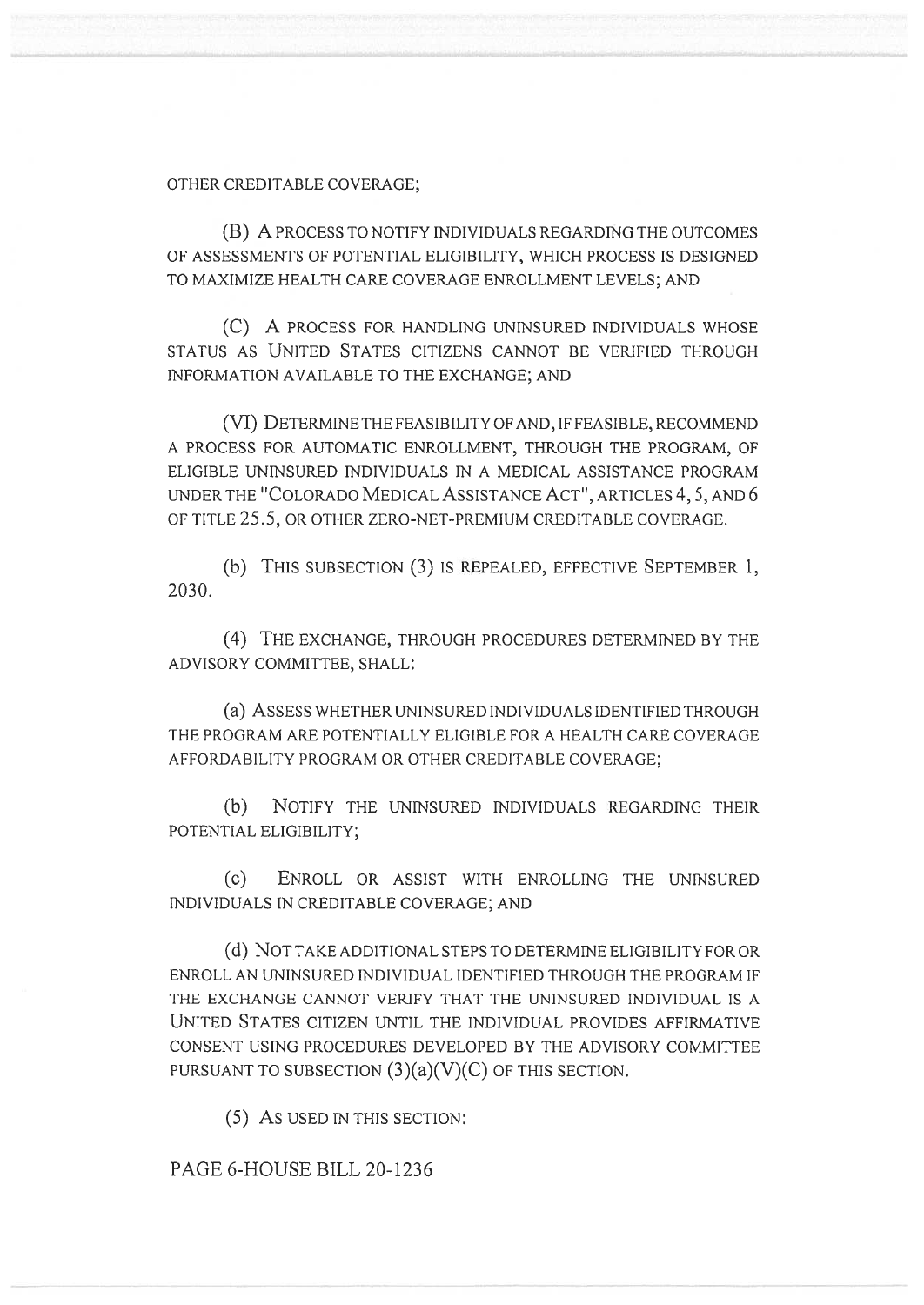OTHER CREDITABLE COVERAGE;

(B) A PROCESS TO NOTIFY INDIVIDUALS REGARDING THE OUTCOMES OF ASSESSMENTS OF POTENTIAL ELIGIBILITY, WHICH PROCESS IS DESIGNED TO MAXIMIZE HEALTH CARE COVERAGE ENROLLMENT LEVELS; AND

(C) A PROCESS FOR HANDLING UNINSURED INDIVIDUALS WHOSE STATUS AS UNITED STATES CITIZENS CANNOT BE VERIFIED THROUGH INFORMATION AVAILABLE TO THE EXCHANGE; AND

(VI) DETERMINE THE FEASIBILITY OF AND, IF FEASIBLE, RECOMMEND A PROCESS FOR AUTOMATIC ENROLLMENT, THROUGH THE PROGRAM, OF ELIGIBLE UNINSURED INDIVIDUALS IN A MEDICAL ASSISTANCE PROGRAM UNDER THE "COLORADO MEDICAL ASSISTANCE ACT", ARTICLES 4, 5, AND 6 OF TITLE 25.5, OR OTHER ZERO-NET-PREMIUM CREDITABLE COVERAGE.

(b) THIS SUBSECTION (3) IS REPEALED, EFFECTIVE SEPTEMBER 1, 2030.

(4) THE EXCHANGE, THROUGH PROCEDURES DETERMINED BY THE ADVISORY COMMITTEE, SHALL:

(a) ASSESS WHETHER UNINSURED INDIVIDUALS IDENTIFIED THROUGH THE PROGRAM ARE POTENTIALLY ELIGIBLE FOR A HEALTH CARE COVERAGE AFFORDABILITY PROGRAM OR OTHER CREDITABLE COVERAGE;

(b) NOTIFY THE UNINSURED INDIVIDUALS REGARDING THEIR POTENTIAL ELIGIBILITY;

(c) ENROLL OR ASSIST WITH ENROLLING THE UNINSURED INDIVIDUALS IN CREDITABLE COVERAGE; AND

(d) NOT TAKE ADDITIONAL STEPS TO DETERMINE ELIGIBILITY FOR OR ENROLL AN UNINSURED INDIVIDUAL IDENTIFIED THROUGH THE PROGRAM IF THE EXCHANGE CANNOT VERIFY THAT THE UNINSURED INDIVIDUAL IS A UNITED STATES CITIZEN UNTIL THE INDIVIDUAL PROVIDES AFFIRMATIVE CONSENT USING PROCEDURES DEVELOPED BY THE ADVISORY COMMITTEE PURSUANT TO SUBSECTION (3)(a)(V)(C) OF THIS SECTION.

(5) AS USED IN THIS SECTION: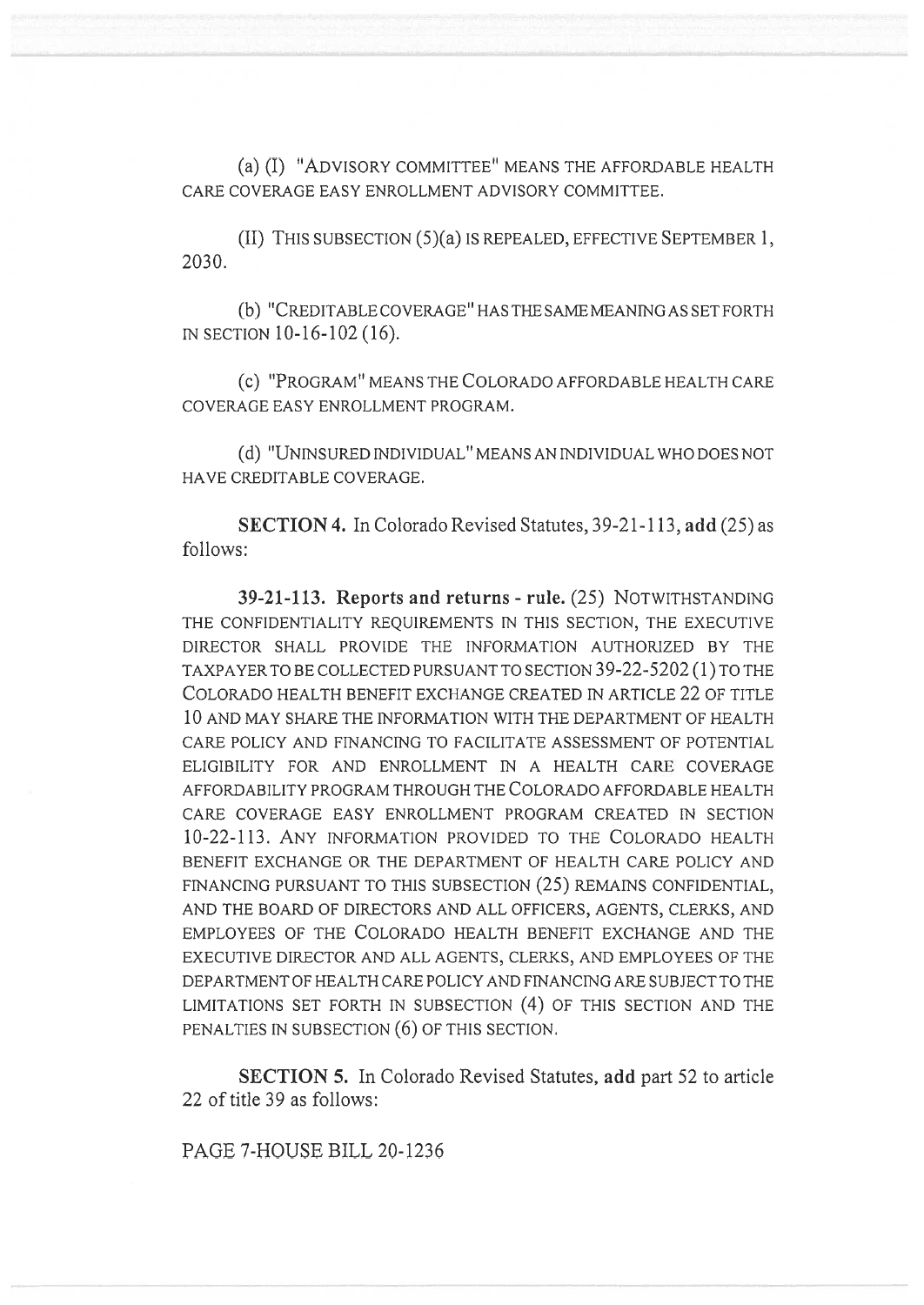(a) (I) "ADVISORY COMMITTEE" MEANS THE AFFORDABLE HEALTH CARE COVERAGE EASY ENROLLMENT ADVISORY COMMITTEE.

(II) THIS SUBSECTION (5)(a) IS REPEALED, EFFECTIVE SEPTEMBER 1, 2030.

(b) "CREDITABLE COVERAGE" HAS THE SAME MEANING AS SET FORTH IN SECTION 10-16-102 (16).

(c) "PROGRAM" MEANS THE COLORADO AFFORDABLE HEALTH CARE COVERAGE EASY ENROLLMENT PROGRAM.

(d) "UNINSURED INDIVIDUAL" MEANS AN INDIVIDUAL WHO DOES NOT HAVE CREDITABLE COVERAGE.

**SECTION 4.** In Colorado Revised Statutes, 39-21-113, **add** (25) as follows:

**39-21-113. Reports and returns - rule.** (25) NOTWITHSTANDING THE CONFIDENTIALITY REQUIREMENTS IN THIS SECTION, THE EXECUTIVE DIRECTOR SHALL PROVIDE THE INFORMATION AUTHORIZED BY THE TAXPAYER TO BE COLLECTED PURSUANT TO SECTION 39-22-5202 (1) TO THE COLORADO HEALTH BENEFIT EXCHANGE CREATED IN ARTICLE 22 OF TITLE 10 AND MAY SHARE THE INFORMATION WITH THE DEPARTMENT OF HEALTH CARE POLICY AND FINANCING TO FACILITATE ASSESSMENT OF POTENTIAL ELIGIBILITY FOR AND ENROLLMENT IN A HEALTH CARE COVERAGE AFFORDABILITY PROGRAM THROUGH THE COLORADO AFFORDABLE HEALTH CARE COVERAGE EASY ENROLLMENT PROGRAM CREATED IN SECTION 10-22-113. ANY INFORMATION PROVIDED TO THE COLORADO HEALTH BENEFIT EXCHANGE OR THE DEPARTMENT OF HEALTH CARE POLICY AND FINANCING PURSUANT TO THIS SUBSECTION (25) REMAINS CONFIDENTIAL, AND THE BOARD OF DIRECTORS AND ALL OFFICERS, AGENTS, CLERKS, AND EMPLOYEES OF THE COLORADO HEALTH BENEFIT EXCHANGE AND THE EXECUTIVE DIRECTOR AND ALL AGENTS, CLERKS, AND EMPLOYEES OF THE DEPARTMENT OF HEALTH CARE POLICY AND FINANCING ARE SUBJECT TO THE LIMITATIONS SET FORTH IN SUBSECTION (4) OF THIS SECTION AND THE PENALTIES IN SUBSECTION (6) OF THIS SECTION.

**SECTION 5.** In Colorado Revised Statutes, **add** part 52 to article 22 of title 39 as follows: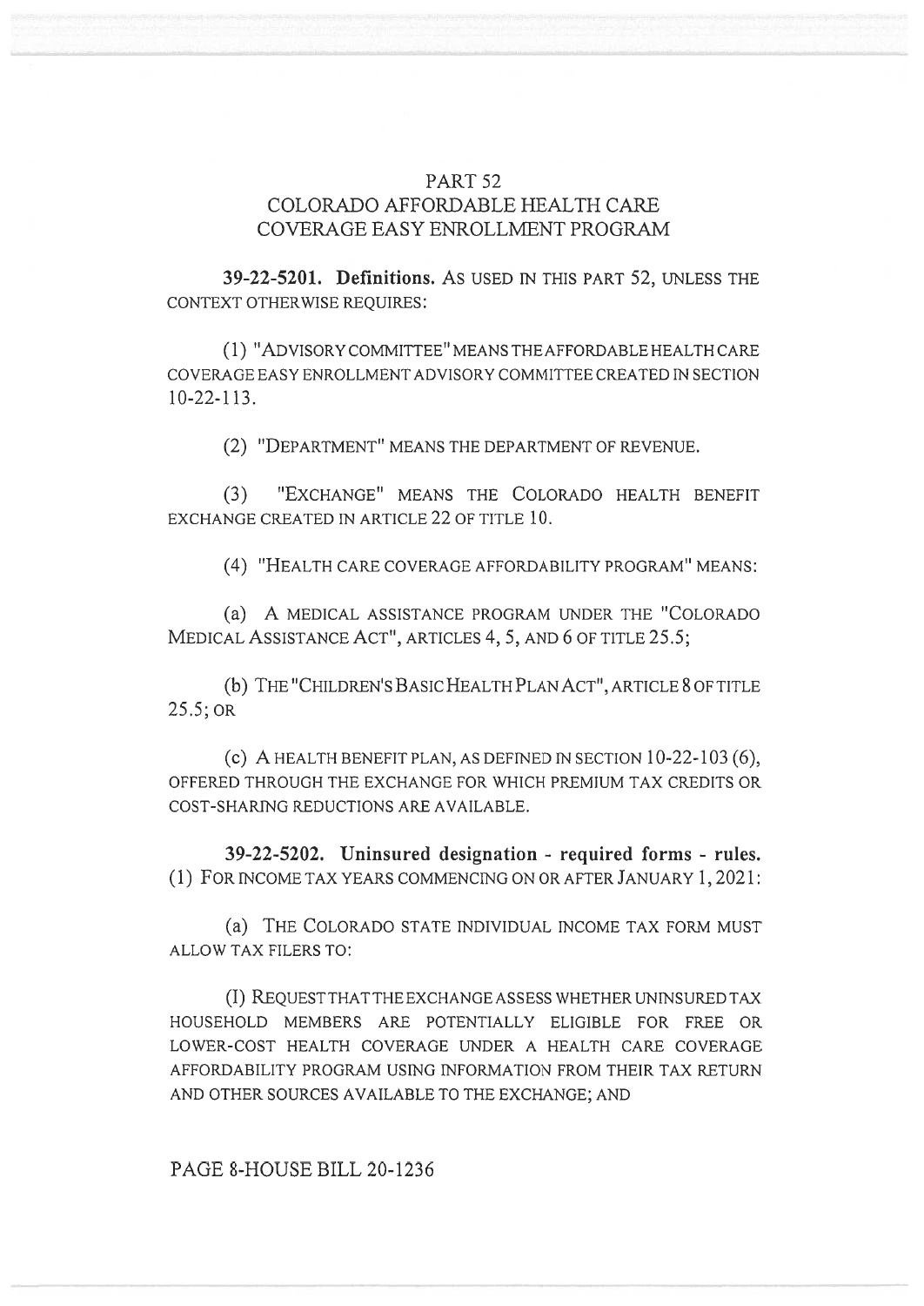## PART 52
## COLORADO AFFORDABLE HEALTH CARE COVERAGE EASY ENROLLMENT PROGRAM

**39-22-5201. Definitions.** AS USED IN THIS PART 52, UNLESS THE CONTEXT OTHERWISE REQUIRES:

(1) "ADVISORY COMMITTEE" MEANS THE AFFORDABLE HEALTH CARE COVERAGE EASY ENROLLMENT ADVISORY COMMITTEE CREATED IN SECTION 10-22-113.

(2) "DEPARTMENT" MEANS THE DEPARTMENT OF REVENUE.

(3) "EXCHANGE" MEANS THE COLORADO HEALTH BENEFIT EXCHANGE CREATED IN ARTICLE 22 OF TITLE 10.

(4) "HEALTH CARE COVERAGE AFFORDABILITY PROGRAM" MEANS:

(a) A MEDICAL ASSISTANCE PROGRAM UNDER THE "COLORADO MEDICAL ASSISTANCE ACT", ARTICLES 4, 5, AND 6 OF TITLE 25.5;

(b) THE "CHILDREN'S BASIC HEALTH PLAN ACT", ARTICLE 8 OF TITLE 25.5; OR

(c) A HEALTH BENEFIT PLAN, AS DEFINED IN SECTION 10-22-103 (6), OFFERED THROUGH THE EXCHANGE FOR WHICH PREMIUM TAX CREDITS OR COST-SHARING REDUCTIONS ARE AVAILABLE.

**39-22-5202. Uninsured designation - required forms - rules.** (1) FOR INCOME TAX YEARS COMMENCING ON OR AFTER JANUARY 1, 2021:

(a) THE COLORADO STATE INDIVIDUAL INCOME TAX FORM MUST ALLOW TAX FILERS TO:

(I) REQUEST THAT THE EXCHANGE ASSESS WHETHER UNINSURED TAX HOUSEHOLD MEMBERS ARE POTENTIALLY ELIGIBLE FOR FREE OR LOWER-COST HEALTH COVERAGE UNDER A HEALTH CARE COVERAGE AFFORDABILITY PROGRAM USING INFORMATION FROM THEIR TAX RETURN AND OTHER SOURCES AVAILABLE TO THE EXCHANGE; AND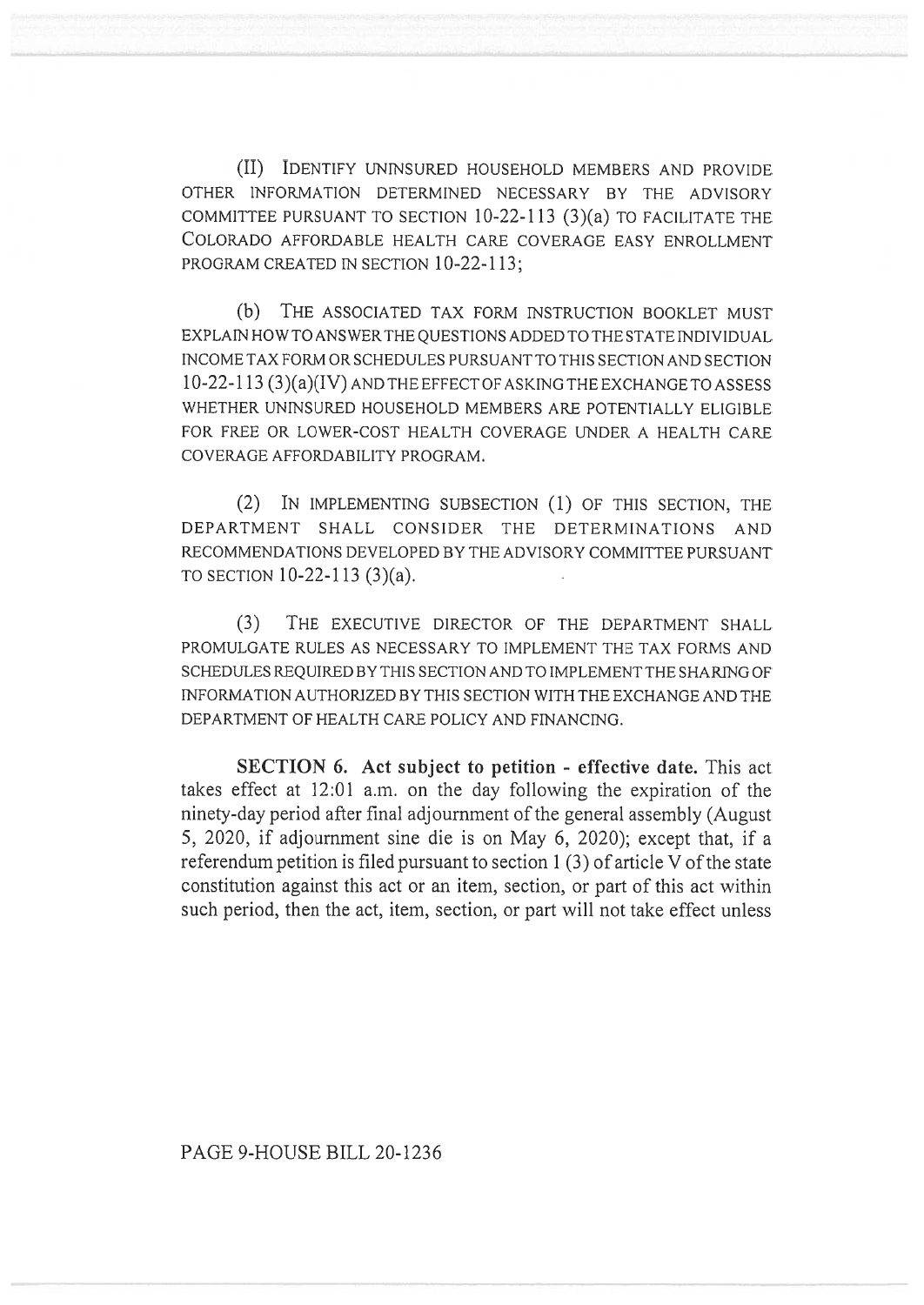(II) IDENTIFY UNINSURED HOUSEHOLD MEMBERS AND PROVIDE OTHER INFORMATION DETERMINED NECESSARY BY THE ADVISORY COMMITTEE PURSUANT TO SECTION 10-22-113 (3)(a) TO FACILITATE THE COLORADO AFFORDABLE HEALTH CARE COVERAGE EASY ENROLLMENT PROGRAM CREATED IN SECTION 10-22-113;

(b) THE ASSOCIATED TAX FORM INSTRUCTION BOOKLET MUST EXPLAIN HOW TO ANSWER THE QUESTIONS ADDED TO THE STATE INDIVIDUAL INCOME TAX FORM OR SCHEDULES PURSUANT TO THIS SECTION AND SECTION 10-22-113 (3)(a)(IV) AND THE EFFECT OF ASKING THE EXCHANGE TO ASSESS WHETHER UNINSURED HOUSEHOLD MEMBERS ARE POTENTIALLY ELIGIBLE FOR FREE OR LOWER-COST HEALTH COVERAGE UNDER A HEALTH CARE COVERAGE AFFORDABILITY PROGRAM.

(2) IN IMPLEMENTING SUBSECTION (1) OF THIS SECTION, THE DEPARTMENT SHALL CONSIDER THE DETERMINATIONS AND RECOMMENDATIONS DEVELOPED BY THE ADVISORY COMMITTEE PURSUANT TO SECTION 10-22-113 (3)(a).

(3) THE EXECUTIVE DIRECTOR OF THE DEPARTMENT SHALL PROMULGATE RULES AS NECESSARY TO IMPLEMENT THE TAX FORMS AND SCHEDULES REQUIRED BY THIS SECTION AND TO IMPLEMENT THE SHARING OF INFORMATION AUTHORIZED BY THIS SECTION WITH THE EXCHANGE AND THE DEPARTMENT OF HEALTH CARE POLICY AND FINANCING.

**SECTION 6. Act subject to petition - effective date.** This act takes effect at 12:01 a.m. on the day following the expiration of the ninety-day period after final adjournment of the general assembly (August 5, 2020, if adjournment sine die is on May 6, 2020); except that, if a referendum petition is filed pursuant to section 1 (3) of article V of the state constitution against this act or an item, section, or part of this act within such period, then the act, item, section, or part will not take effect unless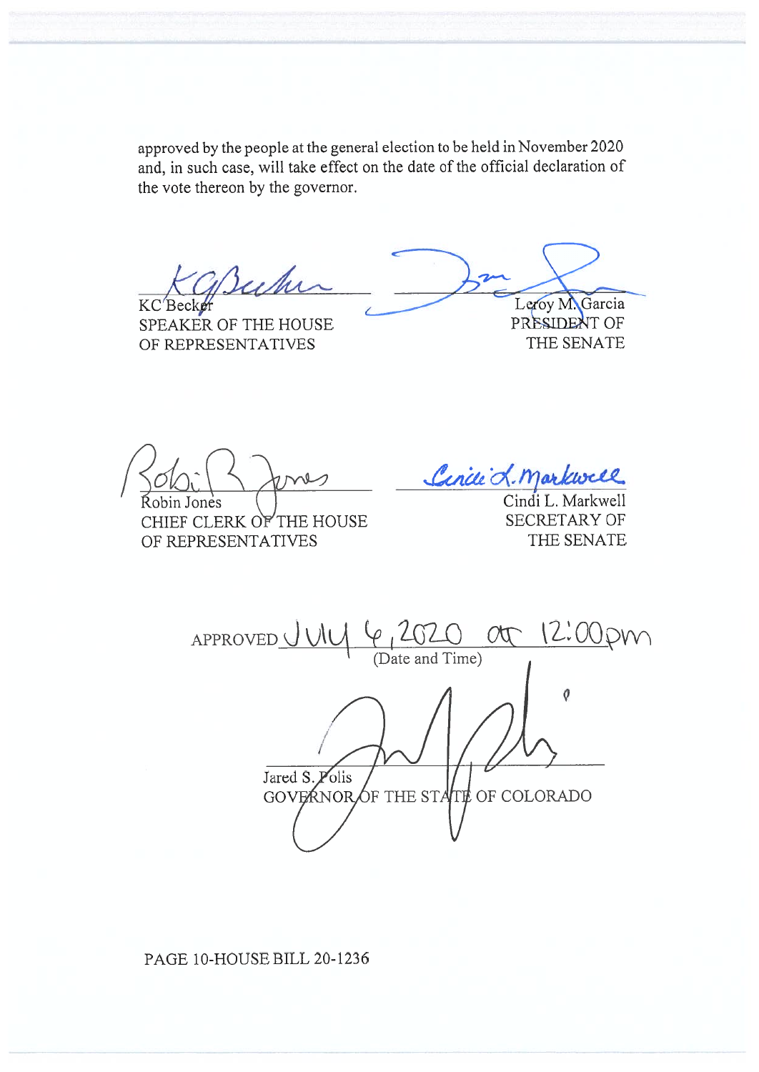approved by the people at the general election to be held in November 2020 and, in such case, will take effect on the date of the official declaration of the vote thereon by the governor.

KC Becker
SPEAKER OF THE HOUSE
OF REPRESENTATIVES

Leroy M. Garcia
PRESIDENT OF
THE SENATE

Robin Jones
CHIEF CLERK OF THE HOUSE
OF REPRESENTATIVES

Cindi L. Markwell
SECRETARY OF
THE SENATE

APPROVED July 6, 2020 at 12:00pm
(Date and Time)

Jared S. Polis
GOVERNOR OF THE STATE OF COLORADO

PAGE 10-HOUSE BILL 20-1236